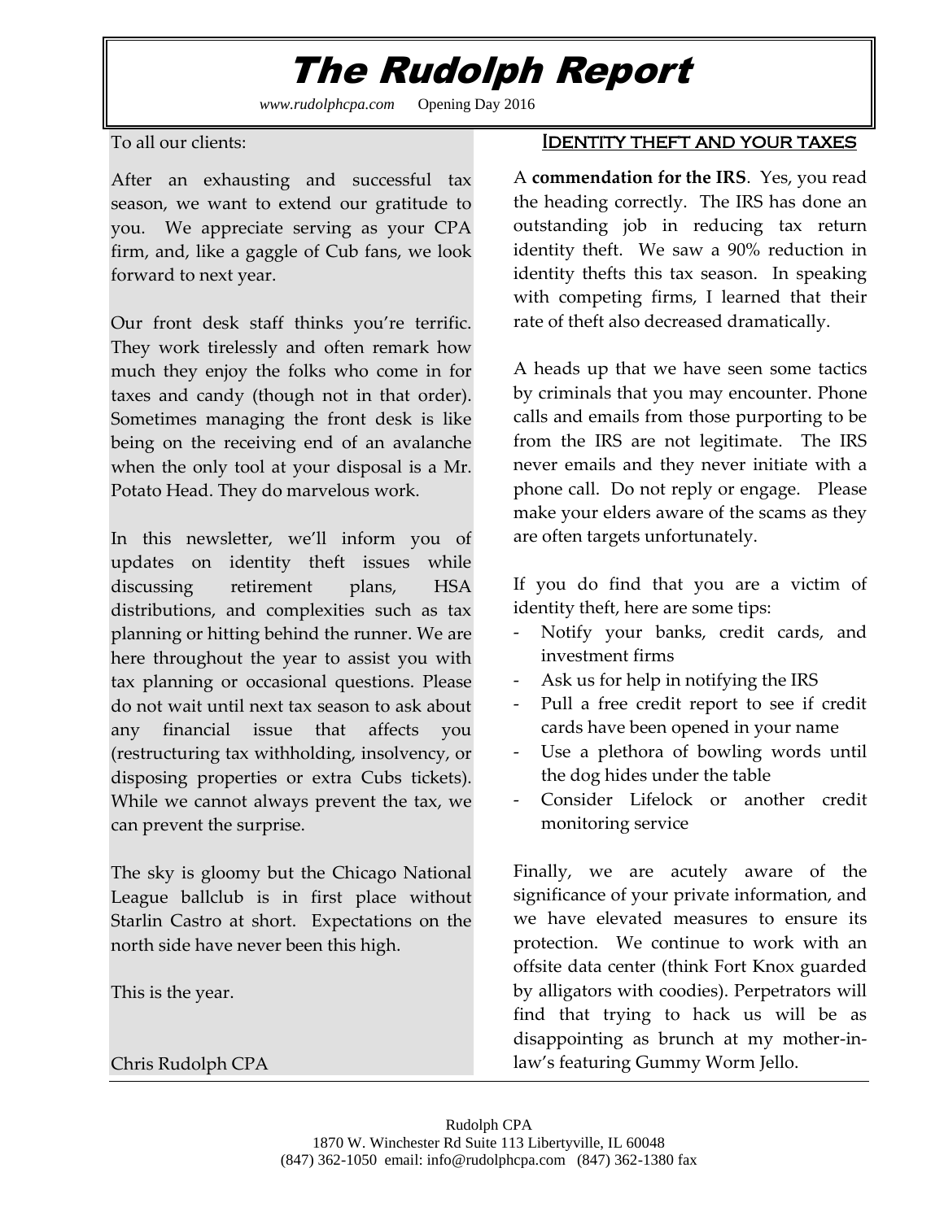# The Rudolph Report

*www.rudolphcpa.com* Opening Day 2016

To all our clients:

After an exhausting and successful tax season, we want to extend our gratitude to you. We appreciate serving as your CPA firm, and, like a gaggle of Cub fans, we look forward to next year.

Our front desk staff thinks you're terrific. They work tirelessly and often remark how much they enjoy the folks who come in for taxes and candy (though not in that order). Sometimes managing the front desk is like being on the receiving end of an avalanche when the only tool at your disposal is a Mr. Potato Head. They do marvelous work.

In this newsletter, we'll inform you of updates on identity theft issues while discussing retirement plans, HSA distributions, and complexities such as tax planning or hitting behind the runner. We are here throughout the year to assist you with tax planning or occasional questions. Please do not wait until next tax season to ask about any financial issue that affects you (restructuring tax withholding, insolvency, or disposing properties or extra Cubs tickets). While we cannot always prevent the tax, we can prevent the surprise.

The sky is gloomy but the Chicago National League ballclub is in first place without Starlin Castro at short. Expectations on the north side have never been this high.

This is the year.

Chris Rudolph CPA

## Identity theft and your taxes

A **commendation for the IRS**. Yes, you read the heading correctly. The IRS has done an outstanding job in reducing tax return identity theft. We saw a 90% reduction in identity thefts this tax season. In speaking with competing firms, I learned that their rate of theft also decreased dramatically.

A heads up that we have seen some tactics by criminals that you may encounter. Phone calls and emails from those purporting to be from the IRS are not legitimate. The IRS never emails and they never initiate with a phone call. Do not reply or engage. Please make your elders aware of the scams as they are often targets unfortunately.

If you do find that you are a victim of identity theft, here are some tips:

- Notify your banks, credit cards, and investment firms
- Ask us for help in notifying the IRS
- Pull a free credit report to see if credit cards have been opened in your name
- Use a plethora of bowling words until the dog hides under the table
- Consider Lifelock or another credit monitoring service

Finally, we are acutely aware of the significance of your private information, and we have elevated measures to ensure its protection. We continue to work with an offsite data center (think Fort Knox guarded by alligators with coodies). Perpetrators will find that trying to hack us will be as disappointing as brunch at my mother-in-law's featuring Gummy Worm Jello.

Rudolph CPA
1870 W. Winchester Rd Suite 113 Libertyville, IL 60048
(847) 362-1050 email: info@rudolphcpa.com (847) 362-1380 fax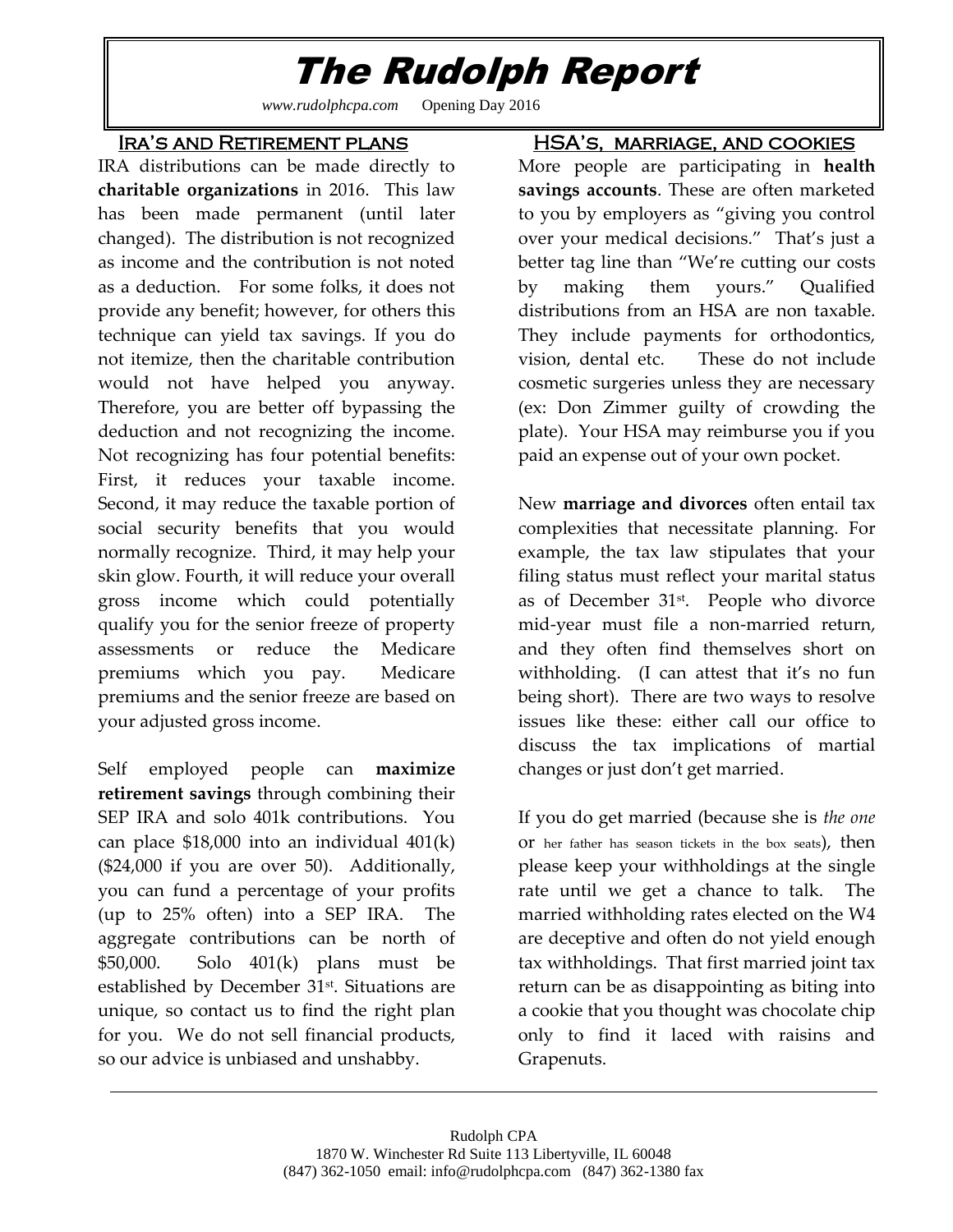# The Rudolph Report

*www.rudolphcpa.com* Opening Day 2016

## Ira's and Retirement plans

IRA distributions can be made directly to **charitable organizations** in 2016. This law has been made permanent (until later changed). The distribution is not recognized as income and the contribution is not noted as a deduction. For some folks, it does not provide any benefit; however, for others this technique can yield tax savings. If you do not itemize, then the charitable contribution would not have helped you anyway. Therefore, you are better off bypassing the deduction and not recognizing the income. Not recognizing has four potential benefits: First, it reduces your taxable income. Second, it may reduce the taxable portion of social security benefits that you would normally recognize. Third, it may help your skin glow. Fourth, it will reduce your overall gross income which could potentially qualify you for the senior freeze of property assessments or reduce the Medicare premiums which you pay. Medicare premiums and the senior freeze are based on your adjusted gross income.

Self employed people can **maximize retirement savings** through combining their SEP IRA and solo 401k contributions. You can place $18,000 into an individual 401(k) ($24,000 if you are over 50). Additionally, you can fund a percentage of your profits (up to 25% often) into a SEP IRA. The aggregate contributions can be north of $50,000. Solo 401(k) plans must be established by December 31st. Situations are unique, so contact us to find the right plan for you. We do not sell financial products, so our advice is unbiased and unshabby.

## HSA's, marriage, and cookies

More people are participating in **health savings accounts**. These are often marketed to you by employers as "giving you control over your medical decisions." That's just a better tag line than "We're cutting our costs by making them yours." Qualified distributions from an HSA are non taxable. They include payments for orthodontics, vision, dental etc. These do not include cosmetic surgeries unless they are necessary (ex: Don Zimmer guilty of crowding the plate). Your HSA may reimburse you if you paid an expense out of your own pocket.

New **marriage and divorces** often entail tax complexities that necessitate planning. For example, the tax law stipulates that your filing status must reflect your marital status as of December 31st. People who divorce mid-year must file a non-married return, and they often find themselves short on withholding. (I can attest that it's no fun being short). There are two ways to resolve issues like these: either call our office to discuss the tax implications of martial changes or just don't get married.

If you do get married (because she is *the one* or her father has season tickets in the box seats), then please keep your withholdings at the single rate until we get a chance to talk. The married withholding rates elected on the W4 are deceptive and often do not yield enough tax withholdings. That first married joint tax return can be as disappointing as biting into a cookie that you thought was chocolate chip only to find it laced with raisins and Grapenuts.

---

Rudolph CPA
1870 W. Winchester Rd Suite 113 Libertyville, IL 60048
(847) 362-1050 email: info@rudolphcpa.com (847) 362-1380 fax